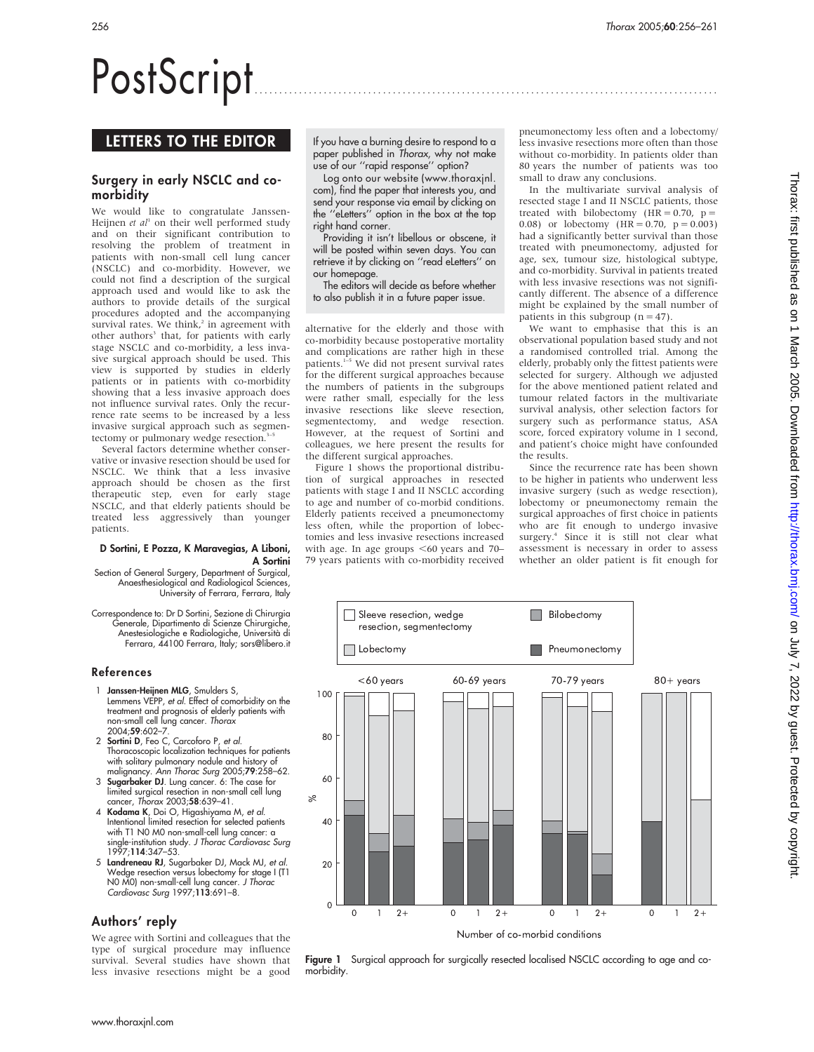# PostScript

## LETTERS TO THE EDITOR

### Surgery in early NSCLC and co-morbidity

We would like to congratulate Janssen-Heijnen *et al*[1] on their well performed study and on their significant contribution to resolving the problem of treatment in patients with non-small cell lung cancer (NSCLC) and co-morbidity. However, we could not find a description of the surgical approach used and would like to ask the authors to provide details of the surgical procedures adopted and the accompanying survival rates. We think,[2] in agreement with other authors[3] that, for patients with early stage NSCLC and co-morbidity, a less invasive surgical approach should be used. This view is supported by studies in elderly patients or in patients with co-morbidity showing that a less invasive approach does not influence survival rates. Only the recurrence rate seems to be increased by a less invasive surgical approach such as segmentectomy or pulmonary wedge resection.[3–5]

Several factors determine whether conservative or invasive resection should be used for NSCLC. We think that a less invasive approach should be chosen as the first therapeutic step, even for early stage NSCLC, and that elderly patients should be treated less aggressively than younger patients.

**D Sortini, E Pozza, K Maravegias, A Liboni, A Sortini**

Section of General Surgery, Department of Surgical, Anaesthesiological and Radiological Sciences, University of Ferrara, Ferrara, Italy

Correspondence to: Dr D Sortini, Sezione di Chirurgia Generale, Dipartimento di Scienze Chirurgiche, Anestesiologiche e Radiologiche, Università di Ferrara, 44100 Ferrara, Italy; sors@libero.it

#### References

1. **Janssen-Heijnen MLG**, Smulders S, Lemmens VEPP, *et al*. Effect of comorbidity on the treatment and prognosis of elderly patients with non-small cell lung cancer. *Thorax* 2004;**59**:602–7.
2. **Sortini D**, Feo C, Carcoforo P, *et al*. Thoracoscopic localization techniques for patients with solitary pulmonary nodule and history of malignancy. *Ann Thorac Surg* 2005;**79**:258–62.
3. **Sugarbaker DJ**. Lung cancer. 6: The case for limited surgical resection in non-small cell lung cancer, *Thorax* 2003;**58**:639–41.
4. **Kodama K**, Doi O, Higashiyama M, *et al*. Intentional limited resection for selected patients with T1 N0 M0 non-small-cell lung cancer: a single-institution study. *J Thorac Cardiovasc Surg* 1997;**114**:347–53.
5. **Landreneau RJ**, Sugarbaker DJ, Mack MJ, *et al*. Wedge resection versus lobectomy for stage I (T1 N0 M0) non-small-cell lung cancer. *J Thorac Cardiovasc Surg* 1997;**113**:691–8.

### Authors' reply

We agree with Sortini and colleagues that the type of surgical procedure may influence survival. Several studies have shown that less invasive resections might be a good alternative for the elderly and those with co-morbidity because postoperative mortality and complications are rather high in these patients.[1–5] We did not present survival rates for the different surgical approaches because the numbers of patients in the subgroups were rather small, especially for the less invasive resections like sleeve resection, segmentectomy, and wedge resection. However, at the request of Sortini and colleagues, we here present the results for the different surgical approaches.

Figure 1 shows the proportional distribution of surgical approaches in resected patients with stage I and II NSCLC according to age and number of co-morbid conditions. Elderly patients received a pneumonectomy less often, while the proportion of lobectomies and less invasive resections increased with age. In age groups <60 years and 70–79 years patients with co-morbidity received pneumonectomy less often and a lobectomy/less invasive resections more often than those without co-morbidity. In patients older than 80 years the number of patients was too small to draw any conclusions.

In the multivariate survival analysis of resected stage I and II NSCLC patients, those treated with bilobectomy (HR = 0.70, p = 0.08) or lobectomy (HR = 0.70, p = 0.003) had a significantly better survival than those treated with pneumonectomy, adjusted for age, sex, tumour size, histological subtype, and co-morbidity. Survival in patients treated with less invasive resections was not significantly different. The absence of a difference might be explained by the small number of patients in this subgroup (n = 47).

We want to emphasise that this is an observational population based study and not a randomised controlled trial. Among the elderly, probably only the fittest patients were selected for surgery. Although we adjusted for the above mentioned patient related and tumour related factors in the multivariate survival analysis, other selection factors for surgery such as performance status, ASA score, forced expiratory volume in 1 second, and patient's choice might have confounded the results.

Since the recurrence rate has been shown to be higher in patients who underwent less invasive surgery (such as wedge resection), lobectomy or pneumonectomy remain the surgical approaches of first choice in patients who are fit enough to undergo invasive surgery.[4] Since it is still not clear what assessment is necessary in order to assess whether an older patient is fit enough for

> If you have a burning desire to respond to a paper published in *Thorax*, why not make use of our "rapid response" option?
>
> Log onto our website (www.thoraxjnl.com), find the paper that interests you, and send your response via email by clicking on the "eLetters" option in the box at the top right hand corner.
>
> Providing it isn't libellous or obscene, it will be posted within seven days. You can retrieve it by clicking on "read eLetters" on our homepage.
>
> The editors will decide as before whether to also publish it in a future paper issue.

**Figure 1** Surgical approach for surgically resected localised NSCLC according to age and co-morbidity.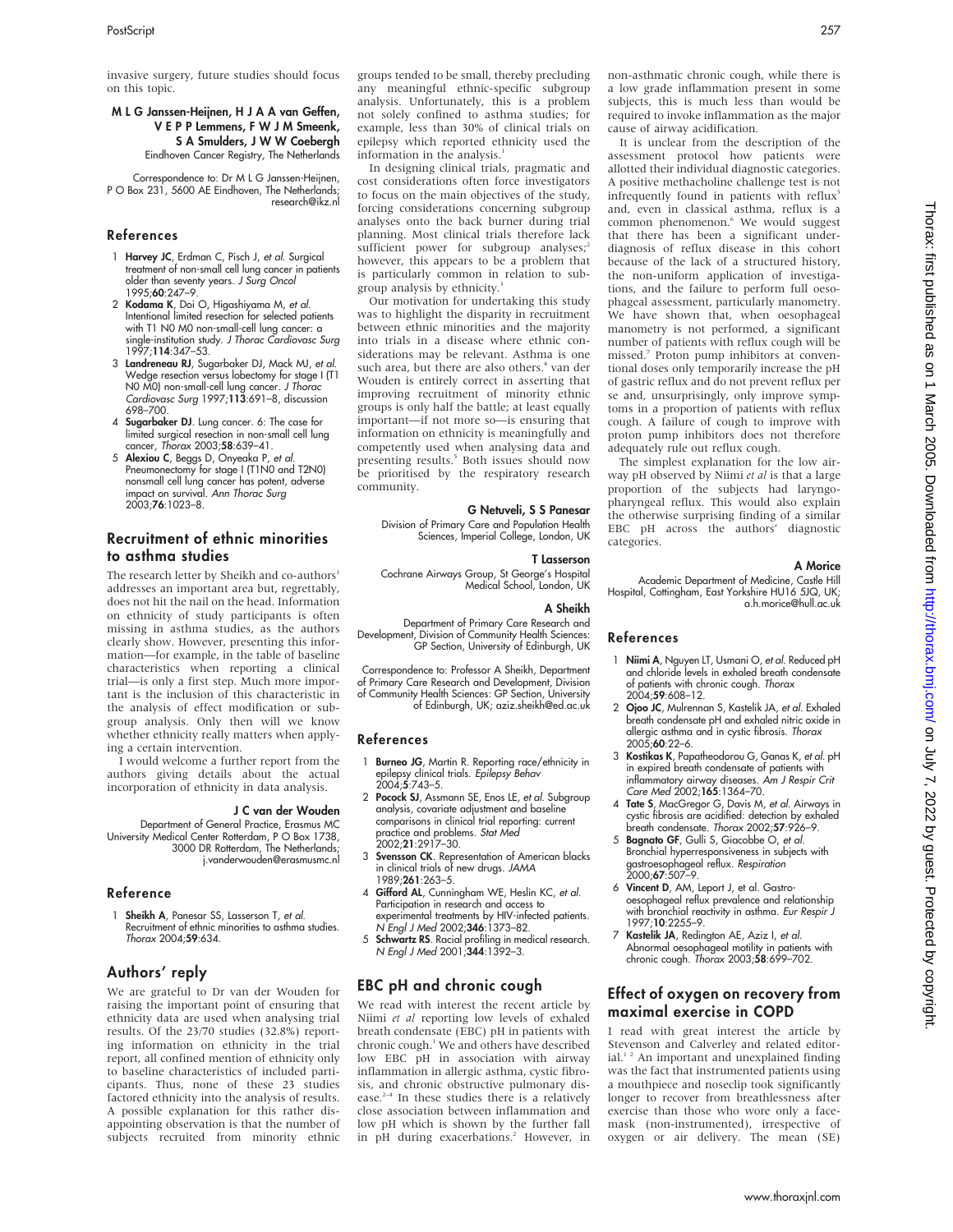invasive surgery, future studies should focus on this topic.

**M L G Janssen-Heijnen, H J A A van Geffen, V E P P Lemmens, F W J M Smeenk, S A Smulders, J W W Coebergh**
Eindhoven Cancer Registry, The Netherlands

Correspondence to: Dr M L G Janssen-Heijnen, P O Box 231, 5600 AE Eindhoven, The Netherlands; research@ikz.nl

### References

1. **Harvey JC**, Erdman C, Pisch J, *et al*. Surgical treatment of non-small cell lung cancer in patients older than seventy years. *J Surg Oncol* 1995;**60**:247–9.
2. **Kodama K**, Doi O, Higashiyama M, *et al*. Intentional limited resection for selected patients with T1 N0 M0 non-small-cell lung cancer: a single-institution study. *J Thorac Cardiovasc Surg* 1997;**114**:347–53.
3. **Landreneau RJ**, Sugarbaker DJ, Mack MJ, *et al*. Wedge resection versus lobectomy for stage I (T1 N0 M0) non-small-cell lung cancer. *J Thorac Cardiovasc Surg* 1997;**113**:691–8, discussion 698–700.
4. **Sugarbaker DJ**. Lung cancer. 6: The case for limited surgical resection in non-small cell lung cancer, *Thorax* 2003;**58**:639–41.
5. **Alexiou C**, Beggs D, Onyeaka P, *et al*. Pneumonectomy for stage I (T1N0 and T2N0) nonsmall cell lung cancer has potent, adverse impact on survival. *Ann Thorac Surg* 2003;**76**:1023–8.

## Recruitment of ethnic minorities to asthma studies

The research letter by Sheikh and co-authors[1] addresses an important area but, regrettably, does not hit the nail on the head. Information on ethnicity of study participants is often missing in asthma studies, as the authors clearly show. However, presenting this information—for example, in the table of baseline characteristics when reporting a clinical trial—is only a first step. Much more important is the inclusion of this characteristic in the analysis of effect modification or subgroup analysis. Only then will we know whether ethnicity really matters when applying a certain intervention.

I would welcome a further report from the authors giving details about the actual incorporation of ethnicity in data analysis.

**J C van der Wouden**
Department of General Practice, Erasmus MC University Medical Center Rotterdam, P O Box 1738, 3000 DR Rotterdam, The Netherlands; j.vanderwouden@erasmusmc.nl

### Reference

1. **Sheikh A**, Panesar SS, Lasserson T, *et al*. Recruitment of ethnic minorities to asthma studies. *Thorax* 2004;**59**:634.

## Authors' reply

We are grateful to Dr van der Wouden for raising the important point of ensuring that ethnicity data are used when analysing trial results. Of the 23/70 studies (32.8%) reporting information on ethnicity in the trial report, all confined mention of ethnicity only to baseline characteristics of included participants. Thus, none of these 23 studies factored ethnicity into the analysis of results. A possible explanation for this rather disappointing observation is that the number of subjects recruited from minority ethnic groups tended to be small, thereby precluding any meaningful ethnic-specific subgroup analysis. Unfortunately, this is a problem not solely confined to asthma studies; for example, less than 30% of clinical trials on epilepsy which reported ethnicity used the information in the analysis.[1]

In designing clinical trials, pragmatic and cost considerations often force investigators to focus on the main objectives of the study, forcing considerations concerning subgroup analyses onto the back burner during trial planning. Most clinical trials therefore lack sufficient power for subgroup analyses;[2] however, this appears to be a problem that is particularly common in relation to subgroup analysis by ethnicity.[3]

Our motivation for undertaking this study was to highlight the disparity in recruitment between ethnic minorities and the majority into trials in a disease where ethnic considerations may be relevant. Asthma is one such area, but there are also others.[4] van der Wouden is entirely correct in asserting that improving recruitment of minority ethnic groups is only half the battle; at least equally important—if not more so—is ensuring that information on ethnicity is meaningfully and competently used when analysing data and presenting results.[5] Both issues should now be prioritised by the respiratory research community.

**G Netuveli, S S Panesar**
Division of Primary Care and Population Health Sciences, Imperial College, London, UK

**T Lasserson**
Cochrane Airways Group, St George's Hospital Medical School, London, UK

**A Sheikh**
Department of Primary Care Research and Development, Division of Community Health Sciences: GP Section, University of Edinburgh, UK

Correspondence to: Professor A Sheikh, Department of Primary Care Research and Development, Division of Community Health Sciences: GP Section, University of Edinburgh, UK; aziz.sheikh@ed.ac.uk

### References

1. **Burneo JG**, Martin R. Reporting race/ethnicity in epilepsy clinical trials. *Epilepsy Behav* 2004;**5**:743–5.
2. **Pocock SJ**, Assmann SE, Enos LE, *et al*. Subgroup analysis, covariate adjustment and baseline comparisons in clinical trial reporting: current practice and problems. *Stat Med* 2002;**21**:2917–30.
3. **Svensson CK**. Representation of American blacks in clinical trials of new drugs. *JAMA* 1989;**261**:263–5.
4. **Gifford AL**, Cunningham WE, Heslin KC, *et al*. Participation in research and access to experimental treatments by HIV-infected patients. *N Engl J Med* 2002;**346**:1373–82.
5. **Schwartz RS**. Racial profiling in medical research. *N Engl J Med* 2001;**344**:1392–3.

## EBC pH and chronic cough

We read with interest the recent article by Niimi *et al* reporting low levels of exhaled breath condensate (EBC) pH in patients with chronic cough.[1] We and others have described low EBC pH in association with airway inflammation in allergic asthma, cystic fibrosis, and chronic obstructive pulmonary disease.[2–4] In these studies there is a relatively close association between inflammation and low pH which is shown by the further fall in pH during exacerbations.[2] However, in non-asthmatic chronic cough, while there is a low grade inflammation present in some subjects, this is much less than would be required to invoke inflammation as the major cause of airway acidification.

It is unclear from the description of the assessment protocol how patients were allotted their individual diagnostic categories. A positive methacholine challenge test is not infrequently found in patients with reflux[5] and, even in classical asthma, reflux is a common phenomenon.[6] We would suggest that there has been a significant underdiagnosis of reflux disease in this cohort because of the lack of a structured history, the non-uniform application of investigations, and the failure to perform full oesophageal assessment, particularly manometry. We have shown that, when oesophageal manometry is not performed, a significant number of patients with reflux cough will be missed.[7] Proton pump inhibitors at conventional doses only temporarily increase the pH of gastric reflux and do not prevent reflux per se and, unsurprisingly, only improve symptoms in a proportion of patients with reflux cough. A failure of cough to improve with proton pump inhibitors does not therefore adequately rule out reflux cough.

The simplest explanation for the low airway pH observed by Niimi *et al* is that a large proportion of the subjects had laryngopharyngeal reflux. This would also explain the otherwise surprising finding of a similar EBC pH across the authors' diagnostic categories.

**A Morice**
Academic Department of Medicine, Castle Hill Hospital, Cottingham, East Yorkshire HU16 5JQ, UK; a.h.morice@hull.ac.uk

### References

1. **Niimi A**, Nguyen LT, Usmani O, *et al*. Reduced pH and chloride levels in exhaled breath condensate of patients with chronic cough. *Thorax* 2004;**59**:608–12.
2. **Ojoo JC**, Mulrennan S, Kastelik JA, *et al*. Exhaled breath condensate pH and exhaled nitric oxide in allergic asthma and in cystic fibrosis. *Thorax* 2005;**60**:22–6.
3. **Kostikas K**, Papatheodorou G, Ganas K, *et al*. pH in expired breath condensate of patients with inflammatory airway diseases. *Am J Respir Crit Care Med* 2002;**165**:1364–70.
4. **Tate S**, MacGregor G, Davis M, *et al*. Airways in cystic fibrosis are acidified: detection by exhaled breath condensate. *Thorax* 2002;**57**:926–9.
5. **Bagnato GF**, Gulli S, Giacobbe O, *et al*. Bronchial hyperresponsiveness in subjects with gastroesophageal reflux. *Respiration* 2000;**67**:507–9.
6. **Vincent D**, AM, Leport J, et al. Gastro-oesophageal reflux prevalence and relationship with bronchial reactivity in asthma. *Eur Respir J* 1997;**10**:2255–9.
7. **Kastelik JA**, Redington AE, Aziz I, *et al*. Abnormal oesophageal motility in patients with chronic cough. *Thorax* 2003;**58**:699–702.

## Effect of oxygen on recovery from maximal exercise in COPD

I read with great interest the article by Stevenson and Calverley and related editorial.[1,2] An important and unexplained finding was the fact that instrumented patients using a mouthpiece and noseclip took significantly longer to recover from breathlessness after exercise than those who wore only a facemask (non-instrumented), irrespective of oxygen or air delivery. The mean (SE)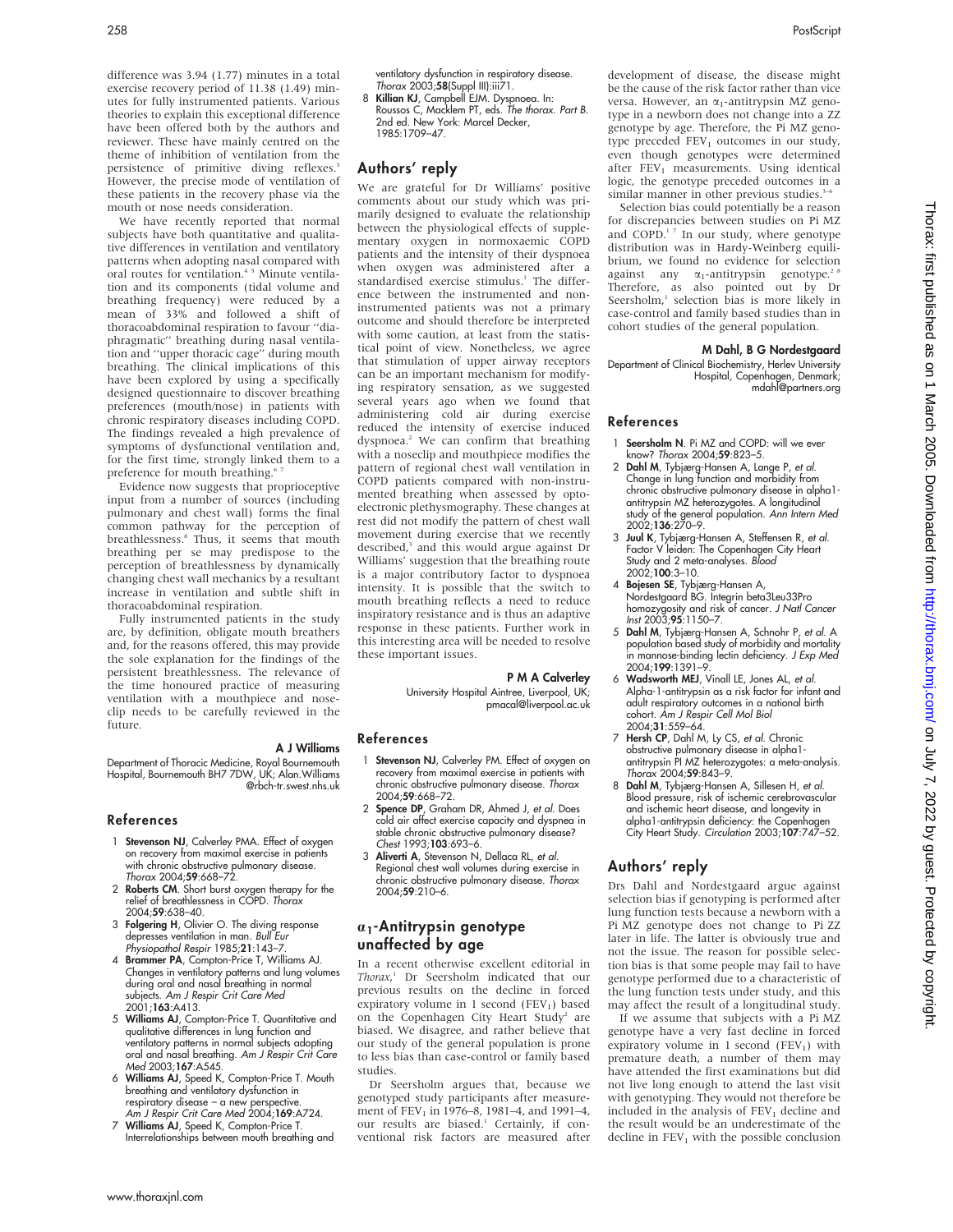difference was 3.94 (1.77) minutes in a total exercise recovery period of 11.38 (1.49) minutes for fully instrumented patients. Various theories to explain this exceptional difference have been offered both by the authors and reviewer. These have mainly centred on the theme of inhibition of ventilation from the persistence of primitive diving reflexes.[3] However, the precise mode of ventilation of these patients in the recovery phase via the mouth or nose needs consideration.

We have recently reported that normal subjects have both quantitative and qualitative differences in ventilation and ventilatory patterns when adopting nasal compared with oral routes for ventilation.[4 5] Minute ventilation and its components (tidal volume and breathing frequency) were reduced by a mean of 33% and followed a shift of thoracoabdominal respiration to favour "diaphragmatic" breathing during nasal ventilation and "upper thoracic cage" during mouth breathing. The clinical implications of this have been explored by using a specifically designed questionnaire to discover breathing preferences (mouth/nose) in patients with chronic respiratory diseases including COPD. The findings revealed a high prevalence of symptoms of dysfunctional ventilation and, for the first time, strongly linked them to a preference for mouth breathing.[6 7]

Evidence now suggests that proprioceptive input from a number of sources (including pulmonary and chest wall) forms the final common pathway for the perception of breathlessness.[8] Thus, it seems that mouth breathing per se may predispose to the perception of breathlessness by dynamically changing chest wall mechanics by a resultant increase in ventilation and subtle shift in thoracoabdominal respiration.

Fully instrumented patients in the study are, by definition, obligate mouth breathers and, for the reasons offered, this may provide the sole explanation for the findings of the persistent breathlessness. The relevance of the time honoured practice of measuring ventilation with a mouthpiece and noseclip needs to be carefully reviewed in the future.

**A J Williams**

Department of Thoracic Medicine, Royal Bournemouth Hospital, Bournemouth BH7 7DW, UK; Alan.Williams@rbch-tr.swest.nhs.uk

### References

1. **Stevenson NJ**, Calverley PMA. Effect of oxygen on recovery from maximal exercise in patients with chronic obstructive pulmonary disease. *Thorax* 2004;**59**:668–72.
2. **Roberts CM**. Short burst oxygen therapy for the relief of breathlessness in COPD. *Thorax* 2004;**59**:638–40.
3. **Folgering H**, Olivier O. The diving response depresses ventilation in man. *Bull Eur Physiopathol Respir* 1985;**21**:143–7.
4. **Brammer PA**, Compton-Price T, Williams AJ. Changes in ventilatory patterns and lung volumes during oral and nasal breathing in normal subjects. *Am J Respir Crit Care Med* 2001;**163**:A413.
5. **Williams AJ**, Compton-Price T. Quantitative and qualitative differences in lung function and ventilatory patterns in normal subjects adopting oral and nasal breathing. *Am J Respir Crit Care Med* 2003;**167**:A545.
6. **Williams AJ**, Speed K, Compton-Price T. Mouth breathing and ventilatory dysfunction in respiratory disease – a new perspective. *Am J Respir Crit Care Med* 2004;**169**:A724.
7. **Williams AJ**, Speed K, Compton-Price T. Interrelationships between mouth breathing and ventilatory dysfunction in respiratory disease. *Thorax* 2003;**58**(Suppl III):iii71.
8. **Killian KJ**, Campbell EJM. Dyspnoea. In: Roussos C, Macklem PT, eds. *The thorax. Part B.* 2nd ed. New York: Marcel Decker, 1985:1709–47.

## Authors' reply

We are grateful for Dr Williams' positive comments about our study which was primarily designed to evaluate the relationship between the physiological effects of supplementary oxygen in normoxaemic COPD patients and the intensity of their dyspnoea when oxygen was administered after a standardised exercise stimulus.[1] The difference between the instrumented and non-instrumented patients was not a primary outcome and should therefore be interpreted with some caution, at least from the statistical point of view. Nonetheless, we agree that stimulation of upper airway receptors can be an important mechanism for modifying respiratory sensation, as we suggested several years ago when we found that administering cold air during exercise reduced the intensity of exercise induced dyspnoea.[2] We can confirm that breathing with a noseclip and mouthpiece modifies the pattern of regional chest wall ventilation in COPD patients compared with non-instrumented breathing when assessed by opto-electronic plethysmography. These changes at rest did not modify the pattern of chest wall movement during exercise that we recently described,[3] and this would argue against Dr Williams' suggestion that the breathing route is a major contributory factor to dyspnoea intensity. It is possible that the switch to mouth breathing reflects a need to reduce inspiratory resistance and is thus an adaptive response in these patients. Further work in this interesting area will be needed to resolve these important issues.

**P M A Calverley**

University Hospital Aintree, Liverpool, UK; pmacal@liverpool.ac.uk

### References

1. **Stevenson NJ**, Calverley PM. Effect of oxygen on recovery from maximal exercise in patients with chronic obstructive pulmonary disease. *Thorax* 2004;**59**:668–72.
2. **Spence DP**, Graham DR, Ahmed J, *et al.* Does cold air affect exercise capacity and dyspnea in stable chronic obstructive pulmonary disease? *Chest* 1993;**103**:693–6.
3. **Aliverti A**, Stevenson N, Dellaca RL, *et al.* Regional chest wall volumes during exercise in chronic obstructive pulmonary disease. *Thorax* 2004;**59**:210–6.

## $\alpha_1$-Antitrypsin genotype unaffected by age

In a recent otherwise excellent editorial in *Thorax*,[1] Dr Seersholm indicated that our previous results on the decline in forced expiratory volume in 1 second ($FEV_1$) based on the Copenhagen City Heart Study[2] are biased. We disagree, and rather believe that our study of the general population is prone to less bias than case-control or family based studies.

Dr Seersholm argues that, because we genotyped study participants after measurement of $FEV_1$ in 1976–8, 1981–4, and 1991–4, our results are biased.[1] Certainly, if conventional risk factors are measured after development of disease, the disease might be the cause of the risk factor rather than vice versa. However, an $\alpha_1$-antitrypsin MZ genotype in a newborn does not change into a ZZ genotype by age. Therefore, the Pi MZ genotype preceded $FEV_1$ outcomes in our study, even though genotypes were determined after $FEV_1$ measurements. Using identical logic, the genotype preceded outcomes in a similar manner in other previous studies.[3–6]

Selection bias could potentially be a reason for discrepancies between studies on Pi MZ and COPD.[1 7] In our study, where genotype distribution was in Hardy-Weinberg equilibrium, we found no evidence for selection against any $\alpha_1$-antitrypsin genotype.[2 8] Therefore, as also pointed out by Dr Seersholm,[1] selection bias is more likely in case-control and family based studies than in cohort studies of the general population.

**M Dahl, B G Nordestgaard**

Department of Clinical Biochemistry, Herlev University Hospital, Copenhagen, Denmark; mdahl@partners.org

### References

1. **Seersholm N**. Pi MZ and COPD: will we ever know? *Thorax* 2004;**59**:823–5.
2. **Dahl M**, Tybjærg-Hansen A, Lange P, *et al.* Change in lung function and morbidity from chronic obstructive pulmonary disease in alpha1-antitrypsin MZ heterozygotes. A longitudinal study of the general population. *Ann Intern Med* 2002;**136**:270–9.
3. **Juul K**, Tybjærg-Hansen A, Steffensen R, *et al.* Factor V leiden: The Copenhagen City Heart Study and 2 meta-analyses. *Blood* 2002;**100**:3–10.
4. **Bojesen SE**, Tybjærg-Hansen A, Nordestgaard BG. Integrin beta3Leu33Pro homozygosity and risk of cancer. *J Natl Cancer Inst* 2003;**95**:1150–7.
5. **Dahl M**, Tybjærg-Hansen A, Schnohr P, *et al.* A population based study of morbidity and mortality in mannose-binding lectin deficiency. *J Exp Med* 2004;**199**:1391–9.
6. **Wadsworth MEJ**, Vinall LE, Jones AL, *et al.* Alpha-1-antitrypsin as a risk factor for infant and adult respiratory outcomes in a national birth cohort. *Am J Respir Cell Mol Biol* 2004;**31**:559–64.
7. **Hersh CP**, Dahl M, Ly CS, *et al.* Chronic obstructive pulmonary disease in alpha1-antitrypsin PI MZ heterozygotes: a meta-analysis. *Thorax* 2004;**59**:843–9.
8. **Dahl M**, Tybjærg-Hansen A, Sillesen H, *et al.* Blood pressure, risk of ischemic cerebrovascular and ischemic heart disease, and longevity in alpha1-antitrypsin deficiency: the Copenhagen City Heart Study. *Circulation* 2003;**107**:747–52.

## Authors' reply

Drs Dahl and Nordestgaard argue against selection bias if genotyping is performed after lung function tests because a newborn with a Pi MZ genotype does not change to Pi ZZ later in life. The latter is obviously true and not the issue. The reason for possible selection bias is that some people may fail to have genotype performed due to a characteristic of the lung function tests under study, and this may affect the result of a longitudinal study.

If we assume that subjects with a Pi MZ genotype have a very fast decline in forced expiratory volume in 1 second ($FEV_1$) with premature death, a number of them may have attended the first examinations but did not live long enough to attend the last visit with genotyping. They would not therefore be included in the analysis of $FEV_1$ decline and the result would be an underestimate of the decline in $FEV_1$ with the possible conclusion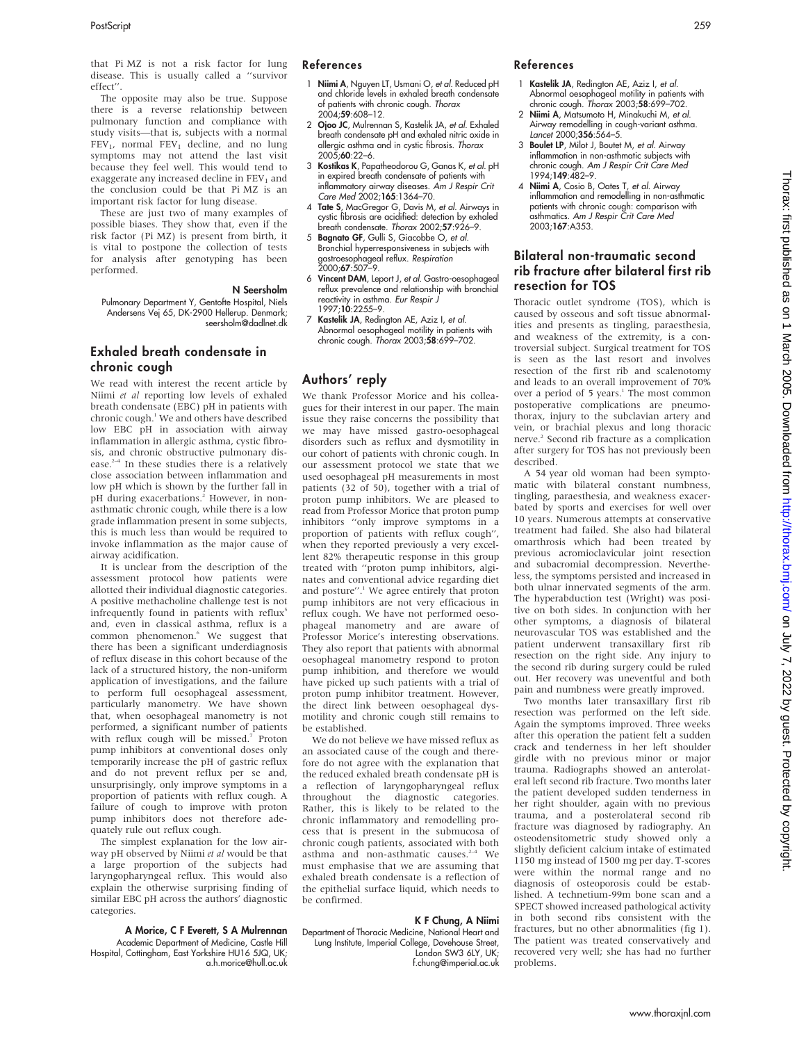that Pi MZ is not a risk factor for lung disease. This is usually called a "survivor effect".

The opposite may also be true. Suppose there is a reverse relationship between pulmonary function and compliance with study visits—that is, subjects with a normal $FEV_1$, normal $FEV_1$ decline, and no lung symptoms may not attend the last visit because they feel well. This would tend to exaggerate any increased decline in $FEV_1$ and the conclusion could be that Pi MZ is an important risk factor for lung disease.

These are just two of many examples of possible biases. They show that, even if the risk factor (Pi MZ) is present from birth, it is vital to postpone the collection of tests for analysis after genotyping has been performed.

**N Seersholm**

Pulmonary Department Y, Gentofte Hospital, Niels Andersens Vej 65, DK-2900 Hellerup. Denmark; seersholm@dadlnet.dk

## Exhaled breath condensate in chronic cough

We read with interest the recent article by Niimi *et al* reporting low levels of exhaled breath condensate (EBC) pH in patients with chronic cough.[1] We and others have described low EBC pH in association with airway inflammation in allergic asthma, cystic fibrosis, and chronic obstructive pulmonary disease.[2–4] In these studies there is a relatively close association between inflammation and low pH which is shown by the further fall in pH during exacerbations.[2] However, in non-asthmatic chronic cough, while there is a low grade inflammation present in some subjects, this is much less than would be required to invoke inflammation as the major cause of airway acidification.

It is unclear from the description of the assessment protocol how patients were allotted their individual diagnostic categories. A positive methacholine challenge test is not infrequently found in patients with reflux[5] and, even in classical asthma, reflux is a common phenomenon.[6] We suggest that there has been a significant underdiagnosis of reflux disease in this cohort because of the lack of a structured history, the non-uniform application of investigations, and the failure to perform full oesophageal assessment, particularly manometry. We have shown that, when oesophageal manometry is not performed, a significant number of patients with reflux cough will be missed.[7] Proton pump inhibitors at conventional doses only temporarily increase the pH of gastric reflux and do not prevent reflux per se and, unsurprisingly, only improve symptoms in a proportion of patients with reflux cough. A failure of cough to improve with proton pump inhibitors does not therefore adequately rule out reflux cough.

The simplest explanation for the low airway pH observed by Niimi *et al* would be that a large proportion of the subjects had laryngopharyngeal reflux. This would also explain the otherwise surprising finding of similar EBC pH across the authors' diagnostic categories.

**A Morice, C F Everett, S A Mulrennan**

Academic Department of Medicine, Castle Hill Hospital, Cottingham, East Yorkshire HU16 5JQ, UK; a.h.morice@hull.ac.uk

### References

1. **Niimi A**, Nguyen LT, Usmani O, *et al*. Reduced pH and chloride levels in exhaled breath condensate of patients with chronic cough. *Thorax* 2004;**59**:608–12.
2. **Ojoo JC**, Mulrennan S, Kastelik JA, *et al*. Exhaled breath condensate pH and exhaled nitric oxide in allergic asthma and in cystic fibrosis. *Thorax* 2005;**60**:22–6.
3. **Kostikas K**, Papatheodorou G, Ganas K, *et al*. pH in expired breath condensate of patients with inflammatory airway diseases. *Am J Respir Crit Care Med* 2002;**165**:1364–70.
4. **Tate S**, MacGregor G, Davis M, *et al*. Airways in cystic fibrosis are acidified: detection by exhaled breath condensate. *Thorax* 2002;**57**:926–9.
5. **Bagnato GF**, Gulli S, Giacobbe O, *et al*. Bronchial hyperresponsiveness in subjects with gastroesophageal reflux. *Respiration* 2000;**67**:507–9.
6. **Vincent DAM**, Leport J, *et al*. Gastro-oesophageal reflux prevalence and relationship with bronchial reactivity in asthma. *Eur Respir J* 1997;**10**:2255–9.
7. **Kastelik JA**, Redington AE, Aziz I, *et al*. Abnormal oesophageal motility in patients with chronic cough. *Thorax* 2003;**58**:699–702.

## Authors' reply

We thank Professor Morice and his colleagues for their interest in our paper. The main issue they raise concerns the possibility that we may have missed gastro-oesophageal disorders such as reflux and dysmotility in our cohort of patients with chronic cough. In our assessment protocol we state that we used oesophageal pH measurements in most patients (32 of 50), together with a trial of proton pump inhibitors. We are pleased to read from Professor Morice that proton pump inhibitors "only improve symptoms in a proportion of patients with reflux cough", when they reported previously a very excellent 82% therapeutic response in this group treated with "proton pump inhibitors, alginates and conventional advice regarding diet and posture".[1] We agree entirely that proton pump inhibitors are not very efficacious in reflux cough. We have not performed oesophageal manometry and are aware of Professor Morice's interesting observations. They also report that patients with abnormal oesophageal manometry respond to proton pump inhibition, and therefore we would have picked up such patients with a trial of proton pump inhibitor treatment. However, the direct link between oesophageal dysmotility and chronic cough still remains to be established.

We do not believe we have missed reflux as an associated cause of the cough and therefore do not agree with the explanation that the reduced exhaled breath condensate pH is a reflection of laryngopharyngeal reflux throughout the diagnostic categories. Rather, this is likely to be related to the chronic inflammatory and remodelling process that is present in the submucosa of chronic cough patients, associated with both asthma and non-asthmatic causes.[2–4] We must emphasise that we are assuming that exhaled breath condensate is a reflection of the epithelial surface liquid, which needs to be confirmed.

**K F Chung, A Niimi**

Department of Thoracic Medicine, National Heart and Lung Institute, Imperial College, Dovehouse Street, London SW3 6LY, UK; f.chung@imperial.ac.uk

### References

1. **Kastelik JA**, Redington AE, Aziz I, *et al*. Abnormal oesophageal motility in patients with chronic cough. *Thorax* 2003;**58**:699–702.
2. **Niimi A**, Matsumoto H, Minakuchi M, *et al*. Airway remodelling in cough-variant asthma. *Lancet* 2000;**356**:564–5.
3. **Boulet LP**, Milot J, Boutet M, *et al*. Airway inflammation in non-asthmatic subjects with chronic cough. *Am J Respir Crit Care Med* 1994;**149**:482–9.
4. **Niimi A**, Cosio B, Oates T, *et al*. Airway inflammation and remodelling in non-asthmatic patients with chronic cough: comparison with asthmatics. *Am J Respir Crit Care Med* 2003;**167**:A353.

## Bilateral non-traumatic second rib fracture after bilateral first rib resection for TOS

Thoracic outlet syndrome (TOS), which is caused by osseous and soft tissue abnormalities and presents as tingling, paraesthesia, and weakness of the extremity, is a controversial subject. Surgical treatment for TOS is seen as the last resort and involves resection of the first rib and scalenotomy and leads to an overall improvement of 70% over a period of 5 years.[1] The most common postoperative complications are pneumothorax, injury to the subclavian artery and vein, or brachial plexus and long thoracic nerve.[2] Second rib fracture as a complication after surgery for TOS has not previously been described.

A 54 year old woman had been symptomatic with bilateral constant numbness, tingling, paraesthesia, and weakness exacerbated by sports and exercises for well over 10 years. Numerous attempts at conservative treatment had failed. She also had bilateral omarthrosis which had been treated by previous acromioclavicular joint resection and subacromial decompression. Nevertheless, the symptoms persisted and increased in both ulnar innervated segments of the arm. The hyperabduction test (Wright) was positive on both sides. In conjunction with her other symptoms, a diagnosis of bilateral neurovascular TOS was established and the patient underwent transaxillary first rib resection on the right side. Any injury to the second rib during surgery could be ruled out. Her recovery was uneventful and both pain and numbness were greatly improved.

Two months later transaxillary first rib resection was performed on the left side. Again the symptoms improved. Three weeks after this operation the patient felt a sudden crack and tenderness in her left shoulder girdle with no previous minor or major trauma. Radiographs showed an anterolateral left second rib fracture. Two months later the patient developed sudden tenderness in her right shoulder, again with no previous trauma, and a posterolateral second rib fracture was diagnosed by radiography. An osteodensitometric study showed only a slightly deficient calcium intake of estimated 1150 mg instead of 1500 mg per day. T-scores were within the normal range and no diagnosis of osteoporosis could be established. A technetium-99m bone scan and a SPECT showed increased pathological activity in both second ribs consistent with the fractures, but no other abnormalities (fig 1). The patient was treated conservatively and recovered very well; she has had no further problems.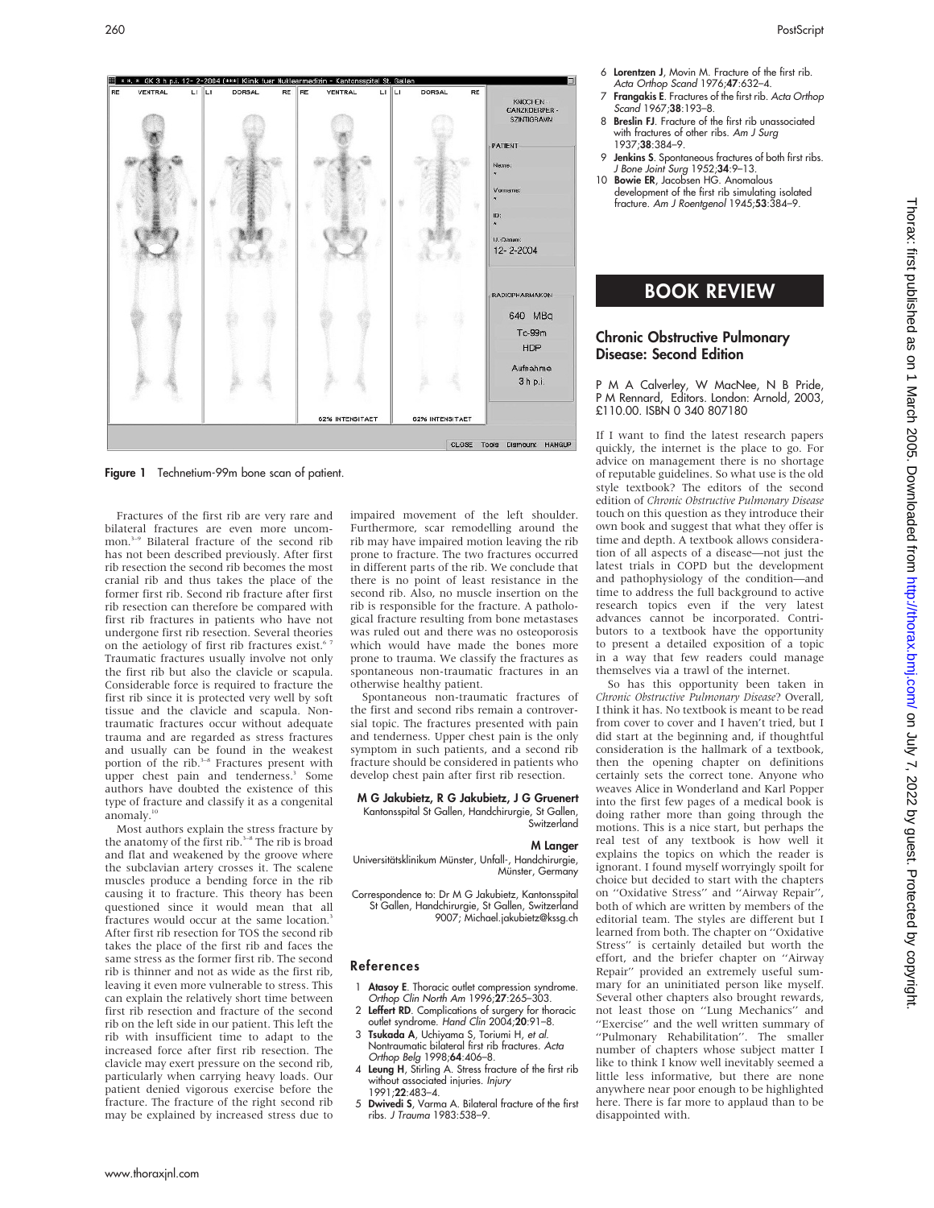Figure 1 Technetium-99m bone scan of patient.

Fractures of the first rib are very rare and bilateral fractures are even more uncommon.[3–9] Bilateral fracture of the second rib has not been described previously. After first rib resection the second rib becomes the most cranial rib and thus takes the place of the former first rib. Second rib fracture after first rib resection can therefore be compared with first rib fractures in patients who have not undergone first rib resection. Several theories on the aetiology of first rib fractures exist.[6 7] Traumatic fractures usually involve not only the first rib but also the clavicle or scapula. Considerable force is required to fracture the first rib since it is protected very well by soft tissue and the clavicle and scapula. Non-traumatic fractures occur without adequate trauma and are regarded as stress fractures and usually can be found in the weakest portion of the rib.[3–8] Fractures present with upper chest pain and tenderness.[3] Some authors have doubted the existence of this type of fracture and classify it as a congenital anomaly.[10]

Most authors explain the stress fracture by the anatomy of the first rib.[3–8] The rib is broad and flat and weakened by the groove where the subclavian artery crosses it. The scalene muscles produce a bending force in the rib causing it to fracture. This theory has been questioned since it would mean that all fractures would occur at the same location.[3] After first rib resection for TOS the second rib takes the place of the first rib and faces the same stress as the former first rib. The second rib is thinner and not as wide as the first rib, leaving it even more vulnerable to stress. This can explain the relatively short time between first rib resection and fracture of the second rib on the left side in our patient. This left the rib with insufficient time to adapt to the increased force after first rib resection. The clavicle may exert pressure on the second rib, particularly when carrying heavy loads. Our patient denied vigorous exercise before the fracture. The fracture of the right second rib may be explained by increased stress due to impaired movement of the left shoulder. Furthermore, scar remodelling around the rib may have impaired motion leaving the rib prone to fracture. The two fractures occurred in different parts of the rib. We conclude that there is no point of least resistance in the second rib. Also, no muscle insertion on the rib is responsible for the fracture. A pathological fracture resulting from bone metastases was ruled out and there was no osteoporosis which would have made the bones more prone to trauma. We classify the fractures as spontaneous non-traumatic fractures in an otherwise healthy patient.

Spontaneous non-traumatic fractures of the first and second ribs remain a controversial topic. The fractures presented with pain and tenderness. Upper chest pain is the only symptom in such patients, and a second rib fracture should be considered in patients who develop chest pain after first rib resection.

**M G Jakubietz, R G Jakubietz, J G Gruenert**
Kantonsspital St Gallen, Handchirurgie, St Gallen, Switzerland

**M Langer**
Universitätsklinikum Münster, Unfall-, Handchirurgie, Münster, Germany

Correspondence to: Dr M G Jakubietz, Kantonsspital St Gallen, Handchirurgie, St Gallen, Switzerland 9007; Michael.jakubietz@kssg.ch

## References

1. **Atasoy E**. Thoracic outlet compression syndrome. *Orthop Clin North Am* 1996;**27**:265–303.
2. **Leffert RD**. Complications of surgery for thoracic outlet syndrome. *Hand Clin* 2004;**20**:91–8.
3. **Tsukada A**, Uchiyama S, Toriumi H, *et al*. Nontraumatic bilateral first rib fractures. *Acta Orthop Belg* 1998;**64**:406–8.
4. **Leung H**, Stirling A. Stress fracture of the first rib without associated injuries. *Injury* 1991;**22**:483–4.
5. **Dwivedi S**, Varma A. Bilateral fracture of the first ribs. *J Trauma* 1983:538–9.
6. **Lorentzen J**, Movin M. Fracture of the first rib. *Acta Orthop Scand* 1976;**47**:632–4.
7. **Frangakis E**. Fractures of the first rib. *Acta Orthop Scand* 1967;**38**:193–8.
8. **Breslin FJ**. Fracture of the first rib unassociated with fractures of other ribs. *Am J Surg* 1937;**38**:384–9.
9. **Jenkins S**. Spontaneous fractures of both first ribs. *J Bone Joint Surg* 1952;**34**:9–13.
10. **Bowie ER**, Jacobsen HG. Anomalous development of the first rib simulating isolated fracture. *Am J Roentgenol* 1945;**53**:384–9.

# BOOK REVIEW

## Chronic Obstructive Pulmonary Disease: Second Edition

P M A Calverley, W MacNee, N B Pride, P M Rennard, Editors. London: Arnold, 2003, £110.00. ISBN 0 340 807180

If I want to find the latest research papers quickly, the internet is the place to go. For advice on management there is no shortage of reputable guidelines. So what use is the old style textbook? The editors of the second edition of *Chronic Obstructive Pulmonary Disease* touch on this question as they introduce their own book and suggest that what they offer is time and depth. A textbook allows consideration of all aspects of a disease—not just the latest trials in COPD but the development and pathophysiology of the condition—and time to address the full background to active research topics even if the very latest advances cannot be incorporated. Contributors to a textbook have the opportunity to present a detailed exposition of a topic in a way that few readers could manage themselves via a trawl of the internet.

So has this opportunity been taken in *Chronic Obstructive Pulmonary Disease*? Overall, I think it has. No textbook is meant to be read from cover to cover and I haven't tried, but I did start at the beginning and, if thoughtful consideration is the hallmark of a textbook, then the opening chapter on definitions certainly sets the correct tone. Anyone who weaves Alice in Wonderland and Karl Popper into the first few pages of a medical book is doing rather more than going through the motions. This is a nice start, but perhaps the real test of any textbook is how well it explains the topics on which the reader is ignorant. I found myself worryingly spoilt for choice but decided to start with the chapters on "Oxidative Stress" and "Airway Repair", both of which are written by members of the editorial team. The styles are different but I learned from both. The chapter on "Oxidative Stress" is certainly detailed but worth the effort, and the briefer chapter on "Airway Repair" provided an extremely useful summary for an uninitiated person like myself. Several other chapters also brought rewards, not least those on "Lung Mechanics" and "Exercise" and the well written summary of "Pulmonary Rehabilitation". The smaller number of chapters whose subject matter I like to think I know well inevitably seemed a little less informative, but there are none anywhere near poor enough to be highlighted here. There is far more to applaud than to be disappointed with.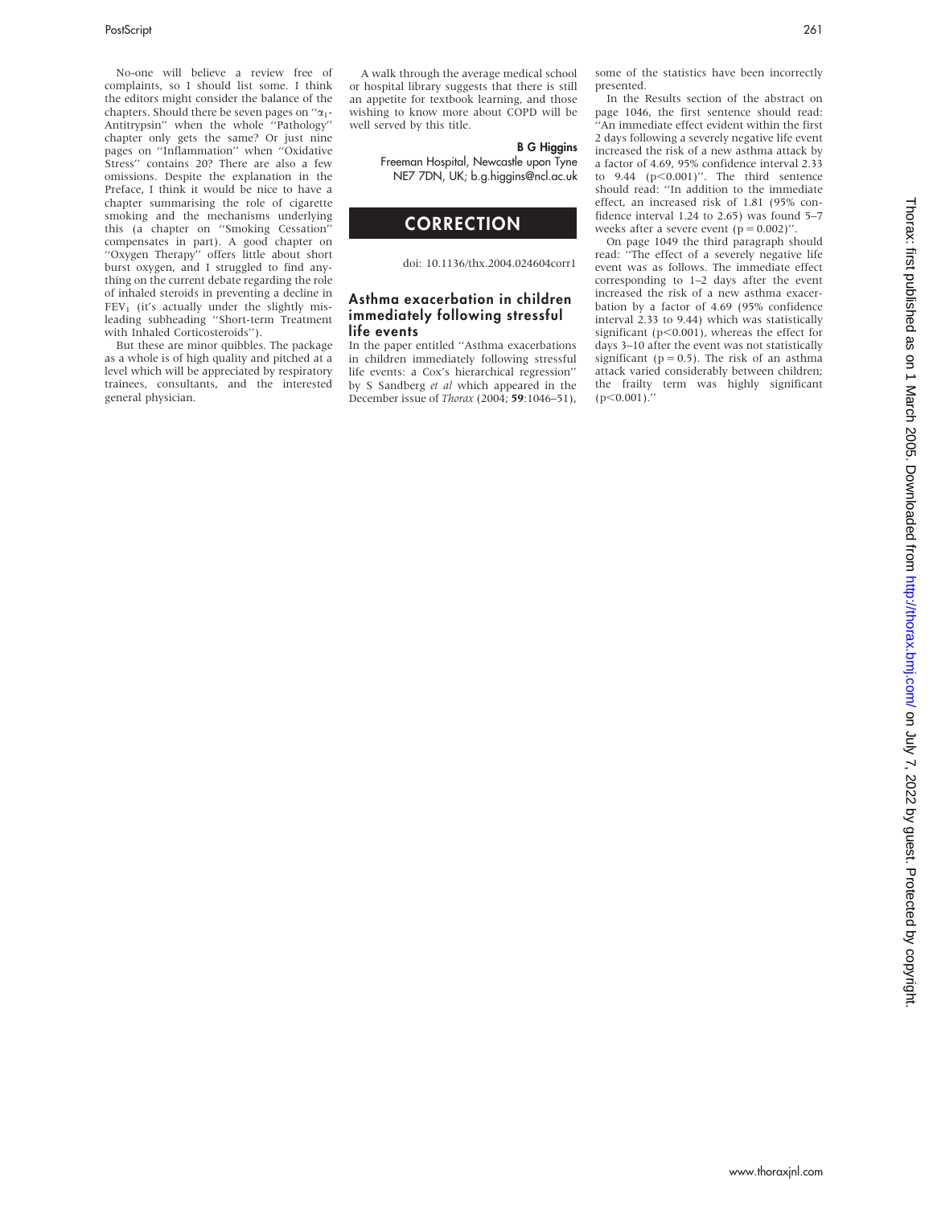No-one will believe a review free of complaints, so I should list some. I think the editors might consider the balance of the chapters. Should there be seven pages on "$\alpha_1$-Antitrypsin" when the whole "Pathology" chapter only gets the same? Or just nine pages on "Inflammation" when "Oxidative Stress" contains 20? There are also a few omissions. Despite the explanation in the Preface, I think it would be nice to have a chapter summarising the role of cigarette smoking and the mechanisms underlying this (a chapter on "Smoking Cessation" compensates in part). A good chapter on "Oxygen Therapy" offers little about short burst oxygen, and I struggled to find anything on the current debate regarding the role of inhaled steroids in preventing a decline in $FEV_1$ (it's actually under the slightly misleading subheading "Short-term Treatment with Inhaled Corticosteroids").

But these are minor quibbles. The package as a whole is of high quality and pitched at a level which will be appreciated by respiratory trainees, consultants, and the interested general physician.

A walk through the average medical school or hospital library suggests that there is still an appetite for textbook learning, and those wishing to know more about COPD will be well served by this title.

**B G Higgins**

Freeman Hospital, Newcastle upon Tyne NE7 7DN, UK; b.g.higgins@ncl.ac.uk

# CORRECTION

doi: 10.1136/thx.2004.024604corr1

## Asthma exacerbation in children immediately following stressful life events

In the paper entitled "Asthma exacerbations in children immediately following stressful life events: a Cox's hierarchical regression" by S Sandberg *et al* which appeared in the December issue of *Thorax* (2004; **59**:1046–51), some of the statistics have been incorrectly presented.

In the Results section of the abstract on page 1046, the first sentence should read: "An immediate effect evident within the first 2 days following a severely negative life event increased the risk of a new asthma attack by a factor of 4.69, 95% confidence interval 2.33 to 9.44 ($p<0.001$)". The third sentence should read: "In addition to the immediate effect, an increased risk of 1.81 (95% confidence interval 1.24 to 2.65) was found 5–7 weeks after a severe event ($p = 0.002$)".

On page 1049 the third paragraph should read: "The effect of a severely negative life event was as follows. The immediate effect corresponding to 1–2 days after the event increased the risk of a new asthma exacerbation by a factor of 4.69 (95% confidence interval 2.33 to 9.44) which was statistically significant ($p<0.001$), whereas the effect for days 3–10 after the event was not statistically significant ($p = 0.5$). The risk of an asthma attack varied considerably between children; the frailty term was highly significant ($p<0.001$)."